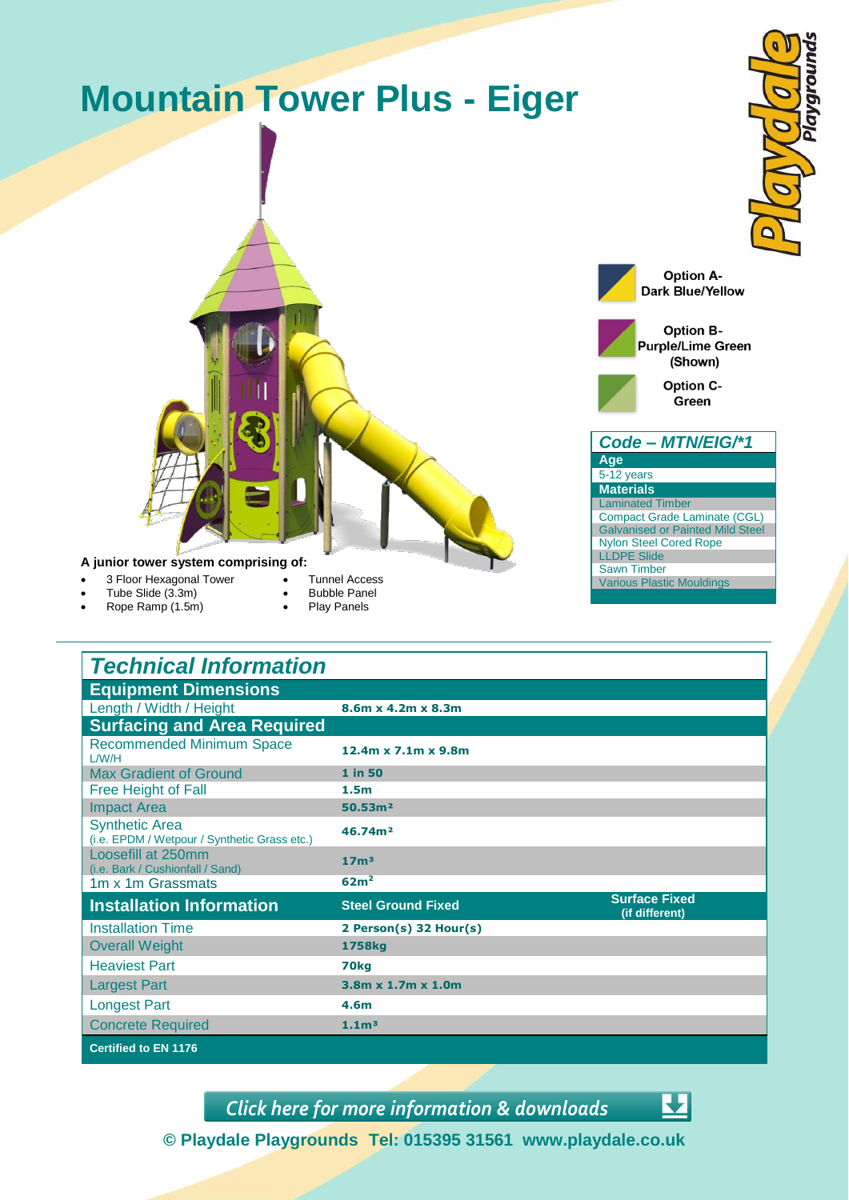# Mountain Tower Plus - Eiger

**Option A- Dark Blue/Yellow**

**Option B- Purple/Lime Green (Shown)**

**Option C- Green**

| *Code – MTN/EIG/*1* |
|---|
| **Age** |
| 5-12 years |
| **Materials** |
| Laminated Timber |
| Compact Grade Laminate (CGL) |
| Galvanised or Painted Mild Steel |
| Nylon Steel Cored Rope |
| LLDPE Slide |
| Sawn Timber |
| Various Plastic Mouldings |

**A junior tower system comprising of:**

- 3 Floor Hexagonal Tower
- Tube Slide (3.3m)
- Rope Ramp (1.5m)
- Tunnel Access
- Bubble Panel
- Play Panels

## *Technical Information*

| **Equipment Dimensions** | | |
|---|---|---|
| Length / Width / Height | **8.6m x 4.2m x 8.3m** | |
| **Surfacing and Area Required** | | |
| Recommended Minimum Space L/W/H | **12.4m x 7.1m x 9.8m** | |
| Max Gradient of Ground | **1 in 50** | |
| Free Height of Fall | **1.5m** | |
| Impact Area | **50.53m²** | |
| Synthetic Area (i.e. EPDM / Wetpour / Synthetic Grass etc.) | **46.74m²** | |
| Loosefill at 250mm (i.e. Bark / Cushionfall / Sand) | **17m³** | |
| 1m x 1m Grassmats | **62m²** | |
| **Installation Information** | **Steel Ground Fixed** | **Surface Fixed (if different)** |
| Installation Time | **2 Person(s) 32 Hour(s)** | |
| Overall Weight | **1758kg** | |
| Heaviest Part | **70kg** | |
| Largest Part | **3.8m x 1.7m x 1.0m** | |
| Longest Part | **4.6m** | |
| Concrete Required | **1.1m³** | |
| **Certified to EN 1176** | | |

*Click here for more information & downloads*

**© Playdale Playgrounds Tel: 015395 31561 www.playdale.co.uk**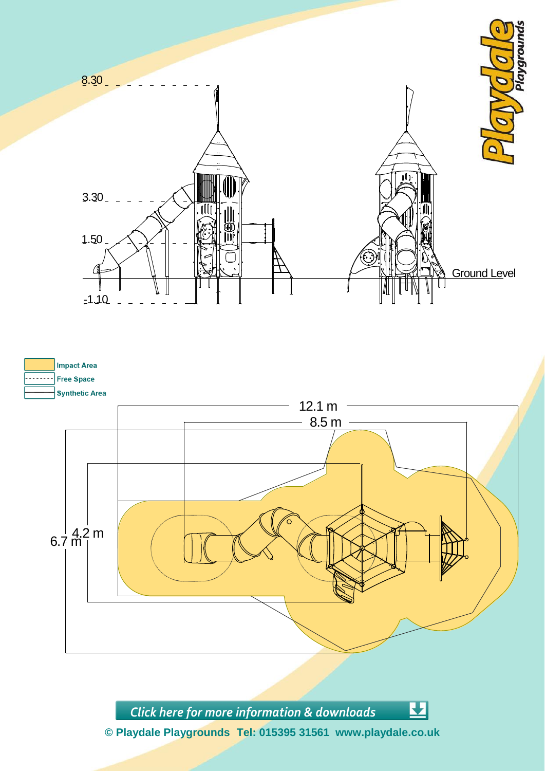8.30

3.30

1.50

-1.10

Ground Level

Impact Area

Free Space

Synthetic Area

12.1 m

8.5 m

6.7 m

4.2 m

*Click here for more information & downloads*

**© Playdale Playgrounds Tel: 015395 31561 www.playdale.co.uk**